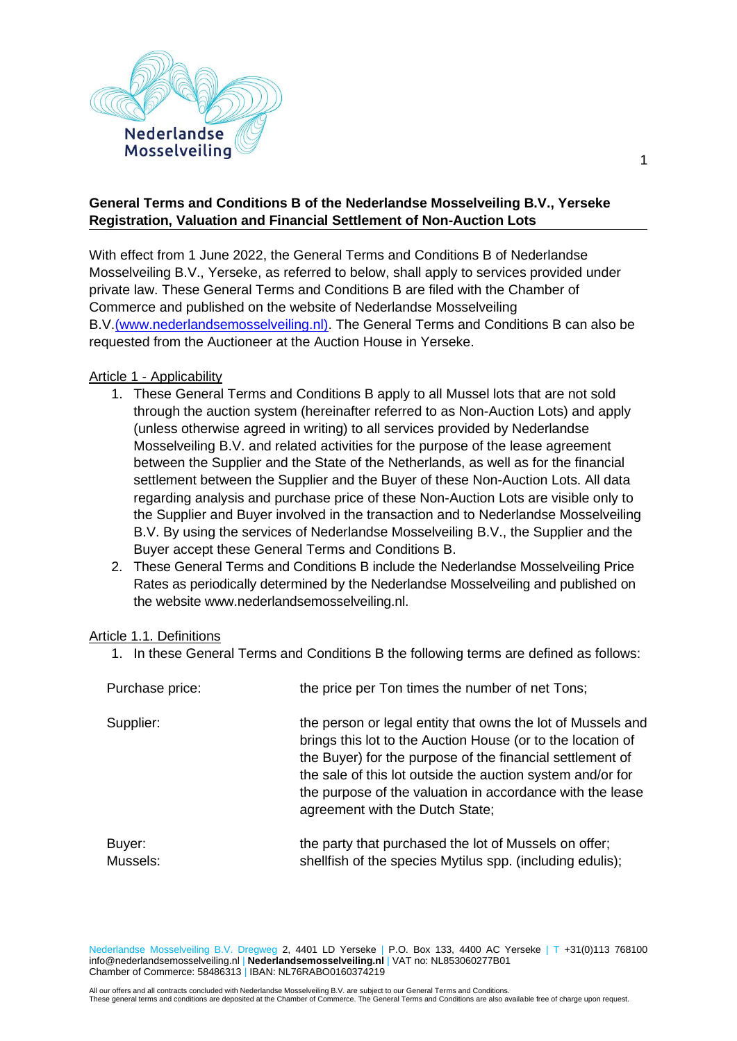## General Terms and Conditions B of the Nederlandse Mosselveiling B.V., Yerseke Registration, Valuation and Financial Settlement of Non-Auction Lots

With effect from 1 June 2022, the General Terms and Conditions B of Nederlandse Mosselveiling B.V., Yerseke, as referred to below, shall apply to services provided under private law. These General Terms and Conditions B are filed with the Chamber of Commerce and published on the website of Nederlandse Mosselveiling B.V.(www.nederlandsemosselveiling.nl). The General Terms and Conditions B can also be requested from the Auctioneer at the Auction House in Yerseke.

### Article 1 - Applicability

1. These General Terms and Conditions B apply to all Mussel lots that are not sold through the auction system (hereinafter referred to as Non-Auction Lots) and apply (unless otherwise agreed in writing) to all services provided by Nederlandse Mosselveiling B.V. and related activities for the purpose of the lease agreement between the Supplier and the State of the Netherlands, as well as for the financial settlement between the Supplier and the Buyer of these Non-Auction Lots. All data regarding analysis and purchase price of these Non-Auction Lots are visible only to the Supplier and Buyer involved in the transaction and to Nederlandse Mosselveiling B.V. By using the services of Nederlandse Mosselveiling B.V., the Supplier and the Buyer accept these General Terms and Conditions B.
2. These General Terms and Conditions B include the Nederlandse Mosselveiling Price Rates as periodically determined by the Nederlandse Mosselveiling and published on the website www.nederlandsemosselveiling.nl.

### Article 1.1. Definitions

1. In these General Terms and Conditions B the following terms are defined as follows:

| | |
|---|---|
| Purchase price: | the price per Ton times the number of net Tons; |
| Supplier: | the person or legal entity that owns the lot of Mussels and brings this lot to the Auction House (or to the location of the Buyer) for the purpose of the financial settlement of the sale of this lot outside the auction system and/or for the purpose of the valuation in accordance with the lease agreement with the Dutch State; |
| Buyer: | the party that purchased the lot of Mussels on offer; |
| Mussels: | shellfish of the species Mytilus spp. (including edulis); |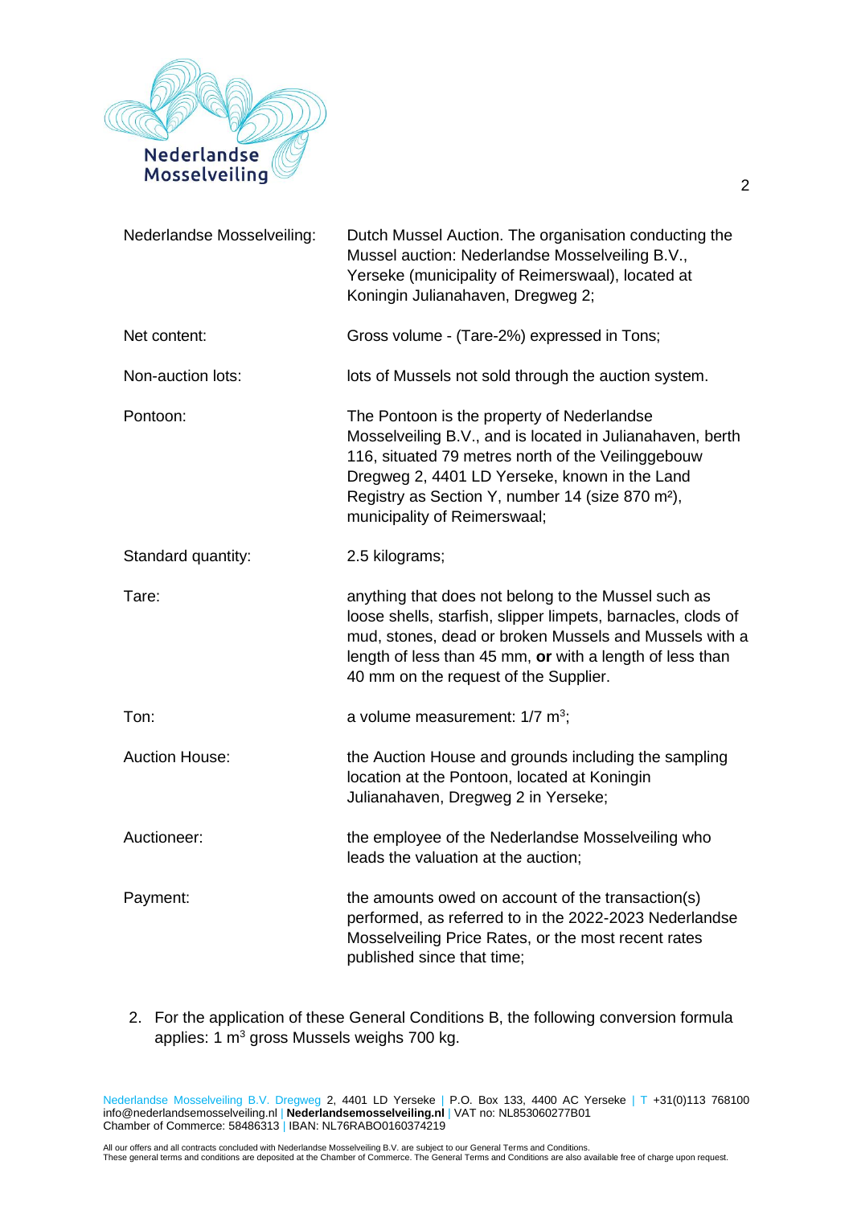| | |
|---|---|
| Nederlandse Mosselveiling: | Dutch Mussel Auction. The organisation conducting the Mussel auction: Nederlandse Mosselveiling B.V., Yerseke (municipality of Reimerswaal), located at Koningin Julianahaven, Dregweg 2; |
| Net content: | Gross volume - (Tare-2%) expressed in Tons; |
| Non-auction lots: | lots of Mussels not sold through the auction system. |
| Pontoon: | The Pontoon is the property of Nederlandse Mosselveiling B.V., and is located in Julianahaven, berth 116, situated 79 metres north of the Veilinggebouw Dregweg 2, 4401 LD Yerseke, known in the Land Registry as Section Y, number 14 (size 870 m²), municipality of Reimerswaal; |
| Standard quantity: | 2.5 kilograms; |
| Tare: | anything that does not belong to the Mussel such as loose shells, starfish, slipper limpets, barnacles, clods of mud, stones, dead or broken Mussels and Mussels with a length of less than 45 mm, **or** with a length of less than 40 mm on the request of the Supplier. |
| Ton: | a volume measurement: 1/7 $m^3$; |
| Auction House: | the Auction House and grounds including the sampling location at the Pontoon, located at Koningin Julianahaven, Dregweg 2 in Yerseke; |
| Auctioneer: | the employee of the Nederlandse Mosselveiling who leads the valuation at the auction; |
| Payment: | the amounts owed on account of the transaction(s) performed, as referred to in the 2022-2023 Nederlandse Mosselveiling Price Rates, or the most recent rates published since that time; |

2. For the application of these General Conditions B, the following conversion formula applies: 1 $m^3$ gross Mussels weighs 700 kg.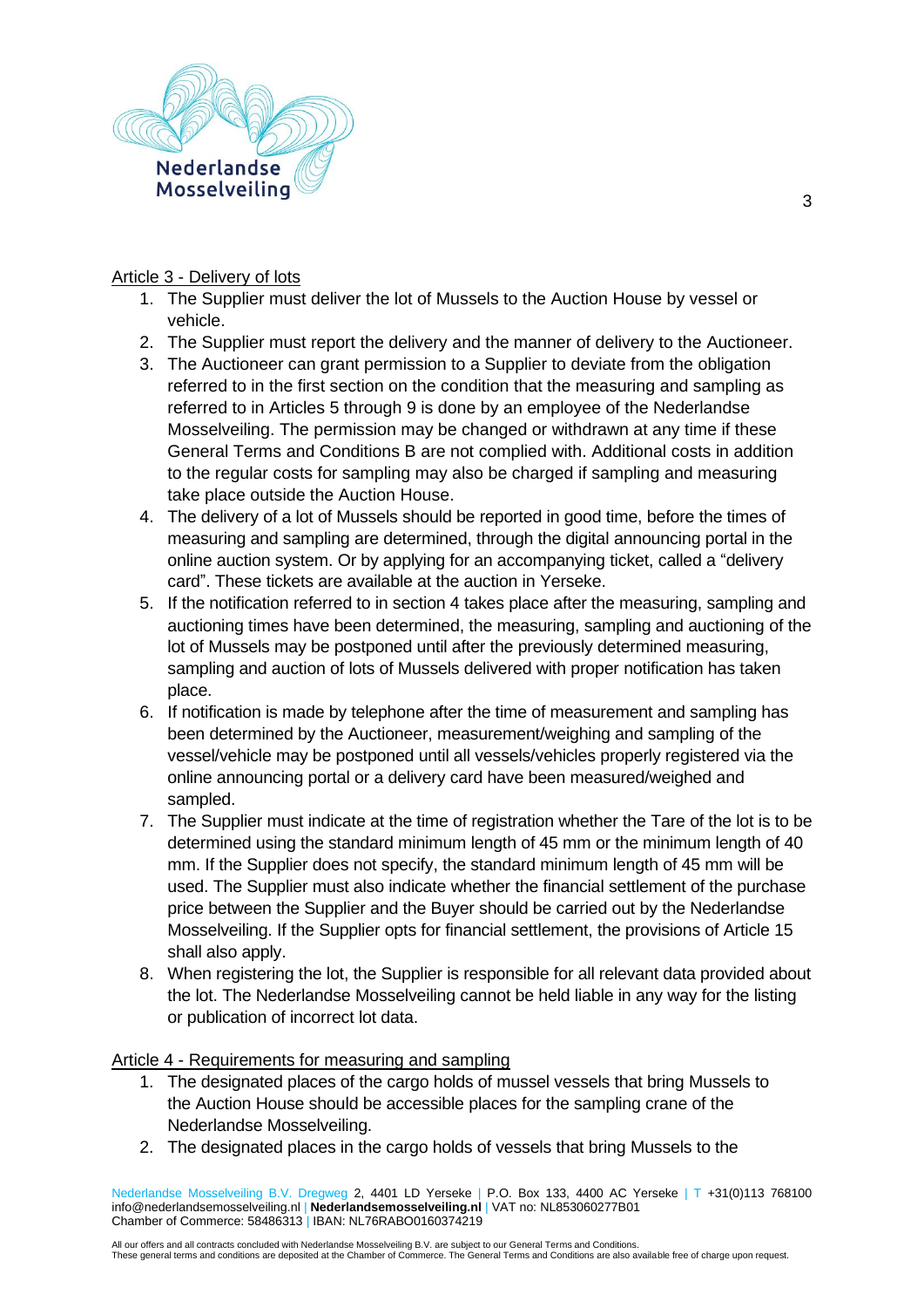Article 3 - Delivery of lots

1. The Supplier must deliver the lot of Mussels to the Auction House by vessel or vehicle.
2. The Supplier must report the delivery and the manner of delivery to the Auctioneer.
3. The Auctioneer can grant permission to a Supplier to deviate from the obligation referred to in the first section on the condition that the measuring and sampling as referred to in Articles 5 through 9 is done by an employee of the Nederlandse Mosselveiling. The permission may be changed or withdrawn at any time if these General Terms and Conditions B are not complied with. Additional costs in addition to the regular costs for sampling may also be charged if sampling and measuring take place outside the Auction House.
4. The delivery of a lot of Mussels should be reported in good time, before the times of measuring and sampling are determined, through the digital announcing portal in the online auction system. Or by applying for an accompanying ticket, called a "delivery card". These tickets are available at the auction in Yerseke.
5. If the notification referred to in section 4 takes place after the measuring, sampling and auctioning times have been determined, the measuring, sampling and auctioning of the lot of Mussels may be postponed until after the previously determined measuring, sampling and auction of lots of Mussels delivered with proper notification has taken place.
6. If notification is made by telephone after the time of measurement and sampling has been determined by the Auctioneer, measurement/weighing and sampling of the vessel/vehicle may be postponed until all vessels/vehicles properly registered via the online announcing portal or a delivery card have been measured/weighed and sampled.
7. The Supplier must indicate at the time of registration whether the Tare of the lot is to be determined using the standard minimum length of 45 mm or the minimum length of 40 mm. If the Supplier does not specify, the standard minimum length of 45 mm will be used. The Supplier must also indicate whether the financial settlement of the purchase price between the Supplier and the Buyer should be carried out by the Nederlandse Mosselveiling. If the Supplier opts for financial settlement, the provisions of Article 15 shall also apply.
8. When registering the lot, the Supplier is responsible for all relevant data provided about the lot. The Nederlandse Mosselveiling cannot be held liable in any way for the listing or publication of incorrect lot data.

Article 4 - Requirements for measuring and sampling

1. The designated places of the cargo holds of mussel vessels that bring Mussels to the Auction House should be accessible places for the sampling crane of the Nederlandse Mosselveiling.
2. The designated places in the cargo holds of vessels that bring Mussels to the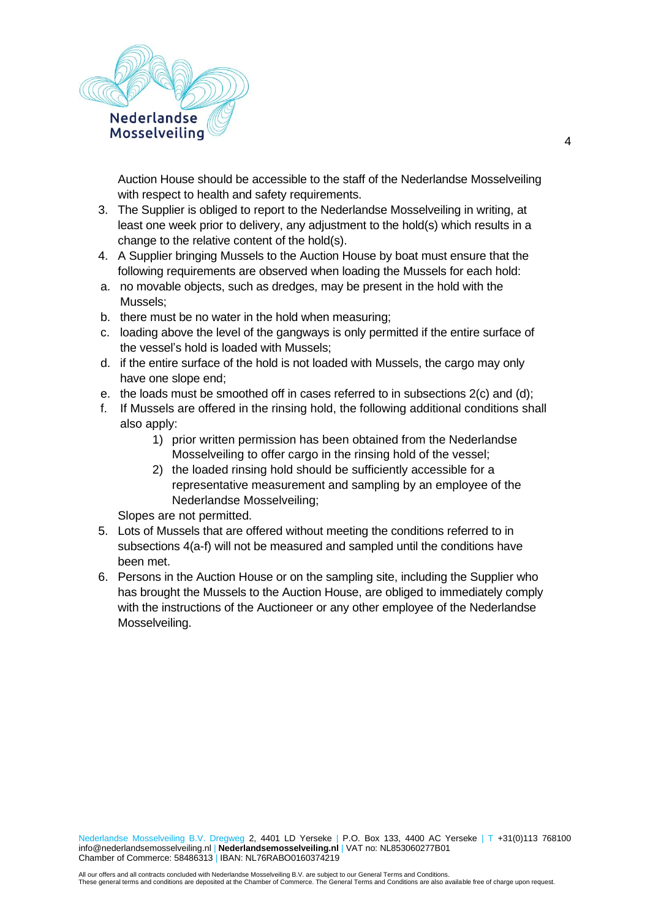Auction House should be accessible to the staff of the Nederlandse Mosselveiling with respect to health and safety requirements.

3. The Supplier is obliged to report to the Nederlandse Mosselveiling in writing, at least one week prior to delivery, any adjustment to the hold(s) which results in a change to the relative content of the hold(s).
4. A Supplier bringing Mussels to the Auction House by boat must ensure that the following requirements are observed when loading the Mussels for each hold:
   a. no movable objects, such as dredges, may be present in the hold with the Mussels;
   b. there must be no water in the hold when measuring;
   c. loading above the level of the gangways is only permitted if the entire surface of the vessel's hold is loaded with Mussels;
   d. if the entire surface of the hold is not loaded with Mussels, the cargo may only have one slope end;
   e. the loads must be smoothed off in cases referred to in subsections 2(c) and (d);
   f. If Mussels are offered in the rinsing hold, the following additional conditions shall also apply:
      1) prior written permission has been obtained from the Nederlandse Mosselveiling to offer cargo in the rinsing hold of the vessel;
      2) the loaded rinsing hold should be sufficiently accessible for a representative measurement and sampling by an employee of the Nederlandse Mosselveiling;

   Slopes are not permitted.
5. Lots of Mussels that are offered without meeting the conditions referred to in subsections 4(a-f) will not be measured and sampled until the conditions have been met.
6. Persons in the Auction House or on the sampling site, including the Supplier who has brought the Mussels to the Auction House, are obliged to immediately comply with the instructions of the Auctioneer or any other employee of the Nederlandse Mosselveiling.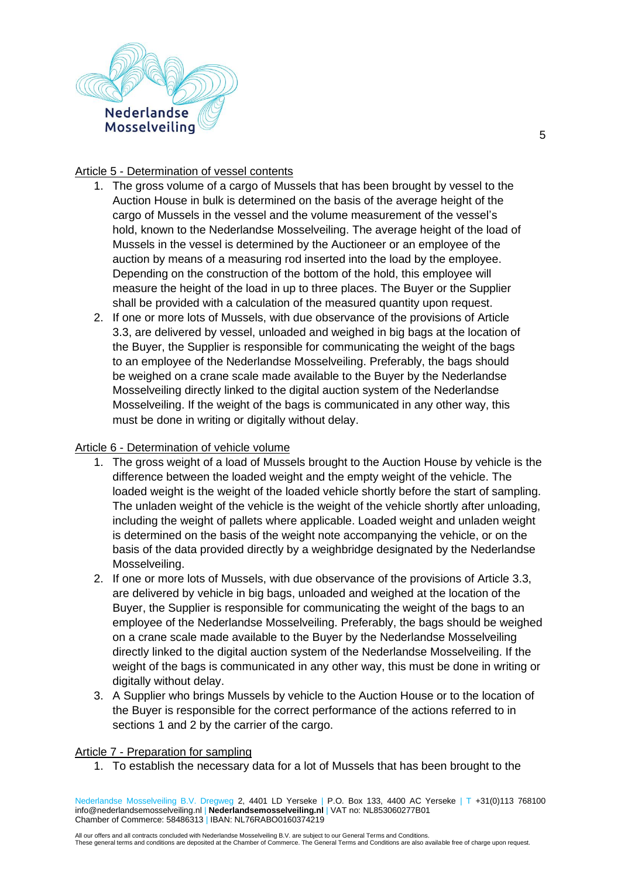Article 5 - Determination of vessel contents

1. The gross volume of a cargo of Mussels that has been brought by vessel to the Auction House in bulk is determined on the basis of the average height of the cargo of Mussels in the vessel and the volume measurement of the vessel's hold, known to the Nederlandse Mosselveiling. The average height of the load of Mussels in the vessel is determined by the Auctioneer or an employee of the auction by means of a measuring rod inserted into the load by the employee. Depending on the construction of the bottom of the hold, this employee will measure the height of the load in up to three places. The Buyer or the Supplier shall be provided with a calculation of the measured quantity upon request.
2. If one or more lots of Mussels, with due observance of the provisions of Article 3.3, are delivered by vessel, unloaded and weighed in big bags at the location of the Buyer, the Supplier is responsible for communicating the weight of the bags to an employee of the Nederlandse Mosselveiling. Preferably, the bags should be weighed on a crane scale made available to the Buyer by the Nederlandse Mosselveiling directly linked to the digital auction system of the Nederlandse Mosselveiling. If the weight of the bags is communicated in any other way, this must be done in writing or digitally without delay.

Article 6 - Determination of vehicle volume

1. The gross weight of a load of Mussels brought to the Auction House by vehicle is the difference between the loaded weight and the empty weight of the vehicle. The loaded weight is the weight of the loaded vehicle shortly before the start of sampling. The unladen weight of the vehicle is the weight of the vehicle shortly after unloading, including the weight of pallets where applicable. Loaded weight and unladen weight is determined on the basis of the weight note accompanying the vehicle, or on the basis of the data provided directly by a weighbridge designated by the Nederlandse Mosselveiling.
2. If one or more lots of Mussels, with due observance of the provisions of Article 3.3, are delivered by vehicle in big bags, unloaded and weighed at the location of the Buyer, the Supplier is responsible for communicating the weight of the bags to an employee of the Nederlandse Mosselveiling. Preferably, the bags should be weighed on a crane scale made available to the Buyer by the Nederlandse Mosselveiling directly linked to the digital auction system of the Nederlandse Mosselveiling. If the weight of the bags is communicated in any other way, this must be done in writing or digitally without delay.
3. A Supplier who brings Mussels by vehicle to the Auction House or to the location of the Buyer is responsible for the correct performance of the actions referred to in sections 1 and 2 by the carrier of the cargo.

Article 7 - Preparation for sampling

1. To establish the necessary data for a lot of Mussels that has been brought to the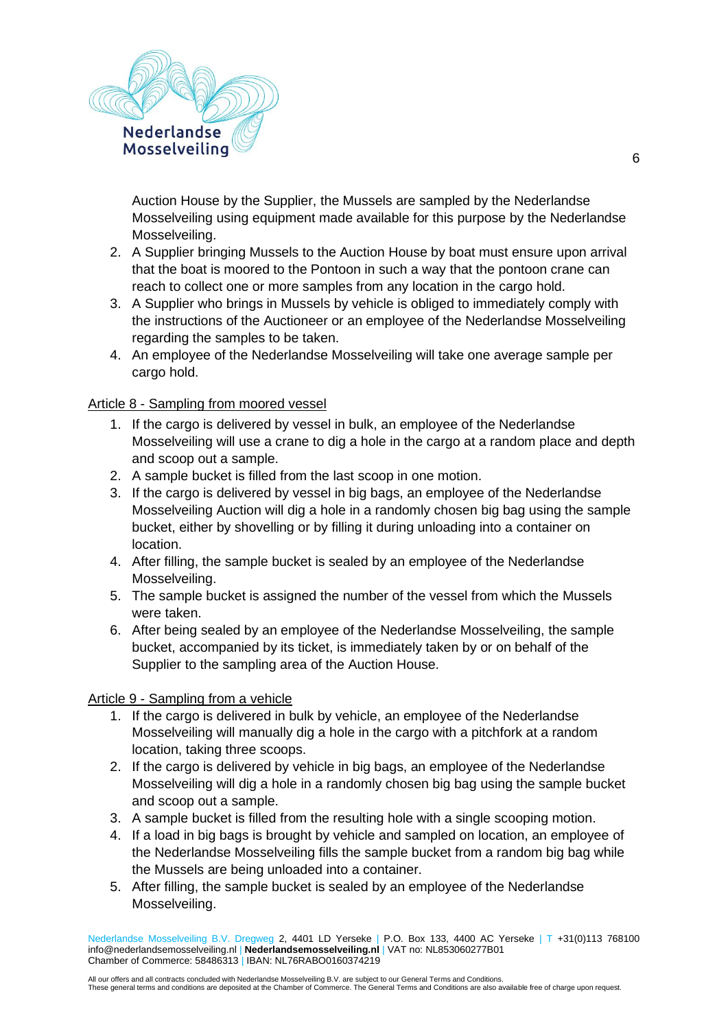Auction House by the Supplier, the Mussels are sampled by the Nederlandse Mosselveiling using equipment made available for this purpose by the Nederlandse Mosselveiling.

2. A Supplier bringing Mussels to the Auction House by boat must ensure upon arrival that the boat is moored to the Pontoon in such a way that the pontoon crane can reach to collect one or more samples from any location in the cargo hold.
3. A Supplier who brings in Mussels by vehicle is obliged to immediately comply with the instructions of the Auctioneer or an employee of the Nederlandse Mosselveiling regarding the samples to be taken.
4. An employee of the Nederlandse Mosselveiling will take one average sample per cargo hold.

Article 8 - Sampling from moored vessel

1. If the cargo is delivered by vessel in bulk, an employee of the Nederlandse Mosselveiling will use a crane to dig a hole in the cargo at a random place and depth and scoop out a sample.
2. A sample bucket is filled from the last scoop in one motion.
3. If the cargo is delivered by vessel in big bags, an employee of the Nederlandse Mosselveiling Auction will dig a hole in a randomly chosen big bag using the sample bucket, either by shovelling or by filling it during unloading into a container on location.
4. After filling, the sample bucket is sealed by an employee of the Nederlandse Mosselveiling.
5. The sample bucket is assigned the number of the vessel from which the Mussels were taken.
6. After being sealed by an employee of the Nederlandse Mosselveiling, the sample bucket, accompanied by its ticket, is immediately taken by or on behalf of the Supplier to the sampling area of the Auction House.

Article 9 - Sampling from a vehicle

1. If the cargo is delivered in bulk by vehicle, an employee of the Nederlandse Mosselveiling will manually dig a hole in the cargo with a pitchfork at a random location, taking three scoops.
2. If the cargo is delivered by vehicle in big bags, an employee of the Nederlandse Mosselveiling will dig a hole in a randomly chosen big bag using the sample bucket and scoop out a sample.
3. A sample bucket is filled from the resulting hole with a single scooping motion.
4. If a load in big bags is brought by vehicle and sampled on location, an employee of the Nederlandse Mosselveiling fills the sample bucket from a random big bag while the Mussels are being unloaded into a container.
5. After filling, the sample bucket is sealed by an employee of the Nederlandse Mosselveiling.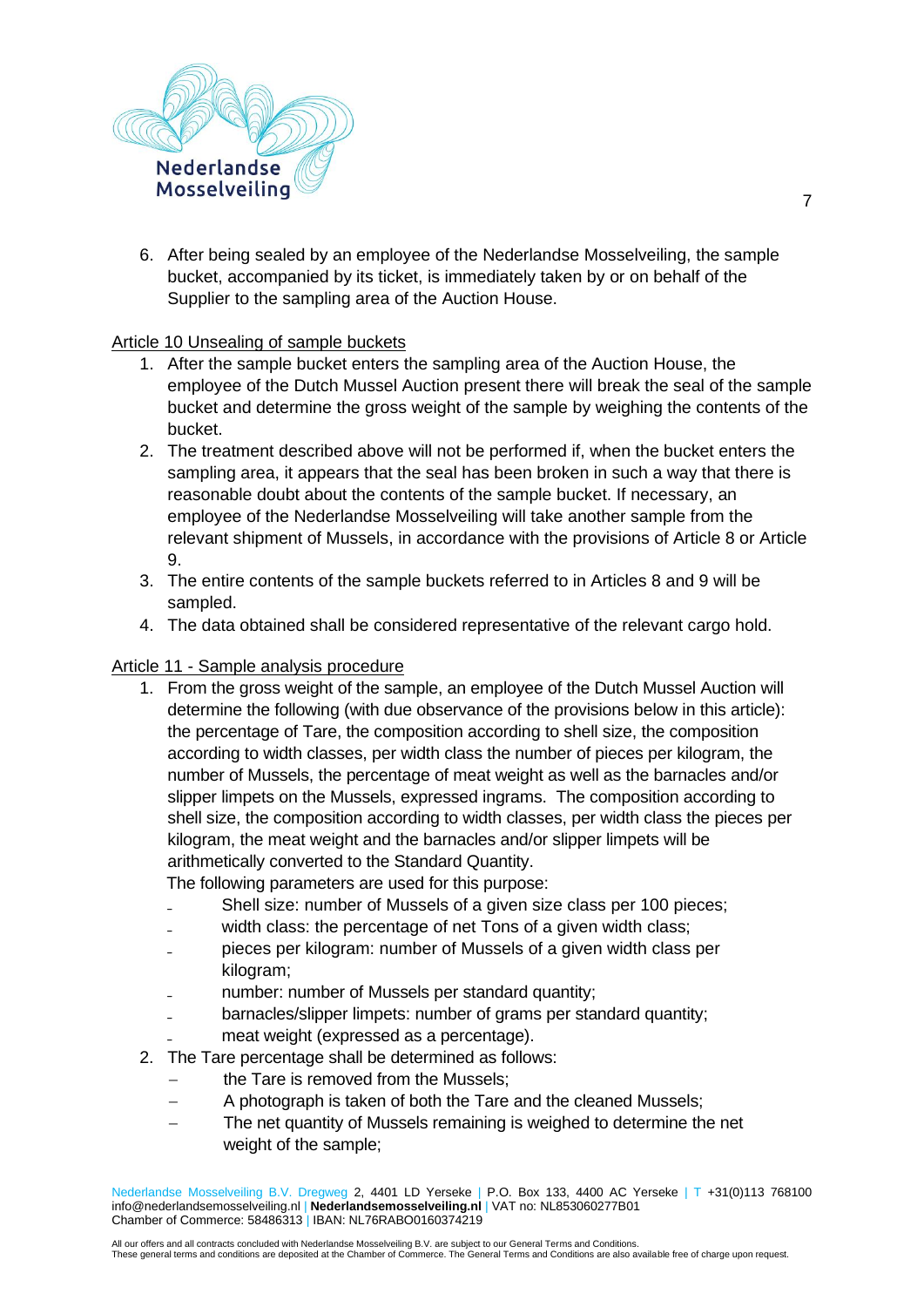6. After being sealed by an employee of the Nederlandse Mosselveiling, the sample bucket, accompanied by its ticket, is immediately taken by or on behalf of the Supplier to the sampling area of the Auction House.

Article 10 Unsealing of sample buckets

1. After the sample bucket enters the sampling area of the Auction House, the employee of the Dutch Mussel Auction present there will break the seal of the sample bucket and determine the gross weight of the sample by weighing the contents of the bucket.
2. The treatment described above will not be performed if, when the bucket enters the sampling area, it appears that the seal has been broken in such a way that there is reasonable doubt about the contents of the sample bucket. If necessary, an employee of the Nederlandse Mosselveiling will take another sample from the relevant shipment of Mussels, in accordance with the provisions of Article 8 or Article 9.
3. The entire contents of the sample buckets referred to in Articles 8 and 9 will be sampled.
4. The data obtained shall be considered representative of the relevant cargo hold.

Article 11 - Sample analysis procedure

1. From the gross weight of the sample, an employee of the Dutch Mussel Auction will determine the following (with due observance of the provisions below in this article): the percentage of Tare, the composition according to shell size, the composition according to width classes, per width class the number of pieces per kilogram, the number of Mussels, the percentage of meat weight as well as the barnacles and/or slipper limpets on the Mussels, expressed ingrams. The composition according to shell size, the composition according to width classes, per width class the pieces per kilogram, the meat weight and the barnacles and/or slipper limpets will be arithmetically converted to the Standard Quantity.
   The following parameters are used for this purpose:
   - Shell size: number of Mussels of a given size class per 100 pieces;
   - width class: the percentage of net Tons of a given width class;
   - pieces per kilogram: number of Mussels of a given width class per kilogram;
   - number: number of Mussels per standard quantity;
   - barnacles/slipper limpets: number of grams per standard quantity;
   - meat weight (expressed as a percentage).
2. The Tare percentage shall be determined as follows:
   - the Tare is removed from the Mussels;
   - A photograph is taken of both the Tare and the cleaned Mussels;
   - The net quantity of Mussels remaining is weighed to determine the net weight of the sample;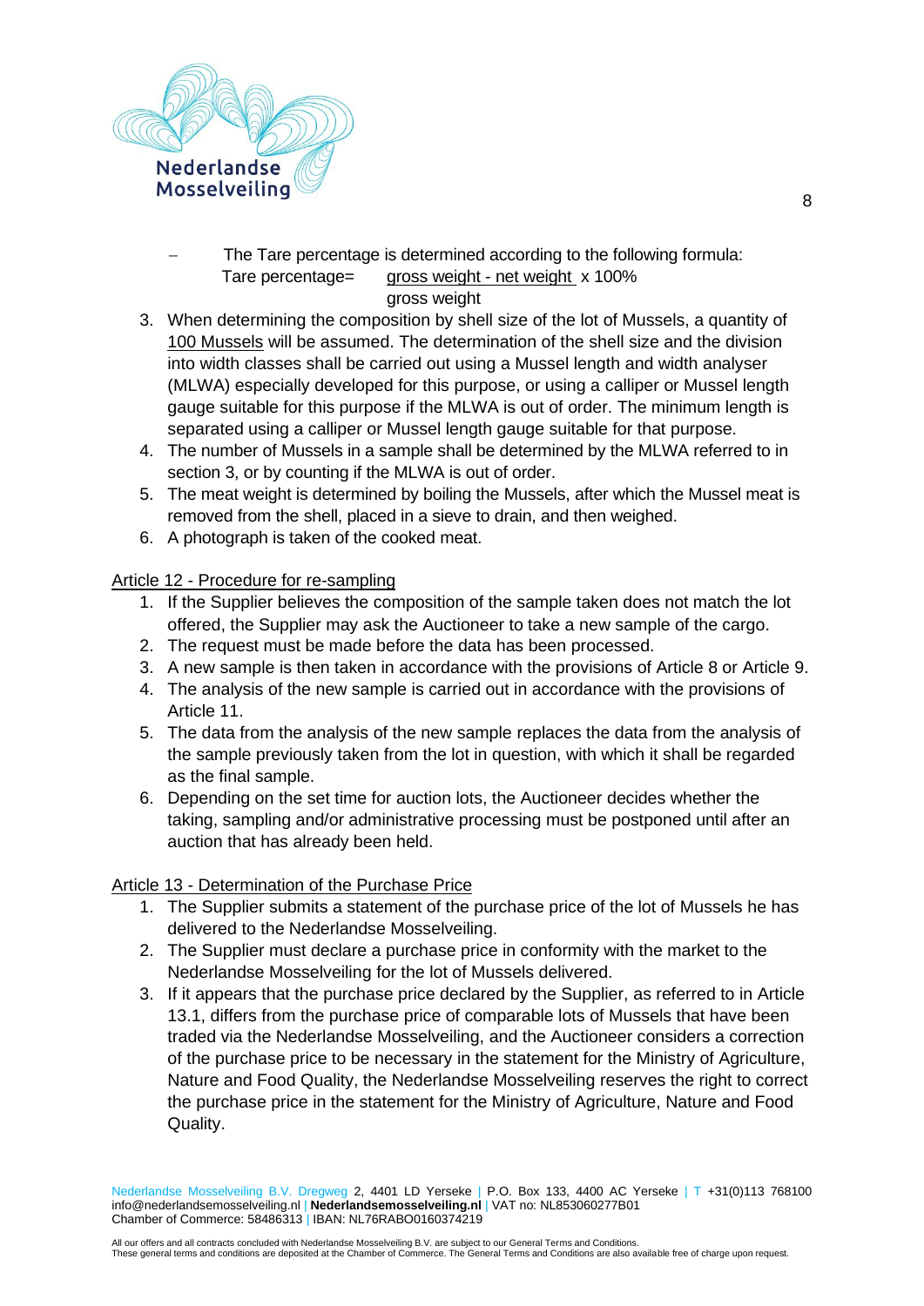- The Tare percentage is determined according to the following formula:

$$\text{Tare percentage} = \frac{\text{gross weight - net weight}}{\text{gross weight}} \times 100\%$$

3. When determining the composition by shell size of the lot of Mussels, a quantity of 100 Mussels will be assumed. The determination of the shell size and the division into width classes shall be carried out using a Mussel length and width analyser (MLWA) especially developed for this purpose, or using a calliper or Mussel length gauge suitable for this purpose if the MLWA is out of order. The minimum length is separated using a calliper or Mussel length gauge suitable for that purpose.
4. The number of Mussels in a sample shall be determined by the MLWA referred to in section 3, or by counting if the MLWA is out of order.
5. The meat weight is determined by boiling the Mussels, after which the Mussel meat is removed from the shell, placed in a sieve to drain, and then weighed.
6. A photograph is taken of the cooked meat.

## Article 12 - Procedure for re-sampling

1. If the Supplier believes the composition of the sample taken does not match the lot offered, the Supplier may ask the Auctioneer to take a new sample of the cargo.
2. The request must be made before the data has been processed.
3. A new sample is then taken in accordance with the provisions of Article 8 or Article 9.
4. The analysis of the new sample is carried out in accordance with the provisions of Article 11.
5. The data from the analysis of the new sample replaces the data from the analysis of the sample previously taken from the lot in question, with which it shall be regarded as the final sample.
6. Depending on the set time for auction lots, the Auctioneer decides whether the taking, sampling and/or administrative processing must be postponed until after an auction that has already been held.

## Article 13 - Determination of the Purchase Price

1. The Supplier submits a statement of the purchase price of the lot of Mussels he has delivered to the Nederlandse Mosselveiling.
2. The Supplier must declare a purchase price in conformity with the market to the Nederlandse Mosselveiling for the lot of Mussels delivered.
3. If it appears that the purchase price declared by the Supplier, as referred to in Article 13.1, differs from the purchase price of comparable lots of Mussels that have been traded via the Nederlandse Mosselveiling, and the Auctioneer considers a correction of the purchase price to be necessary in the statement for the Ministry of Agriculture, Nature and Food Quality, the Nederlandse Mosselveiling reserves the right to correct the purchase price in the statement for the Ministry of Agriculture, Nature and Food Quality.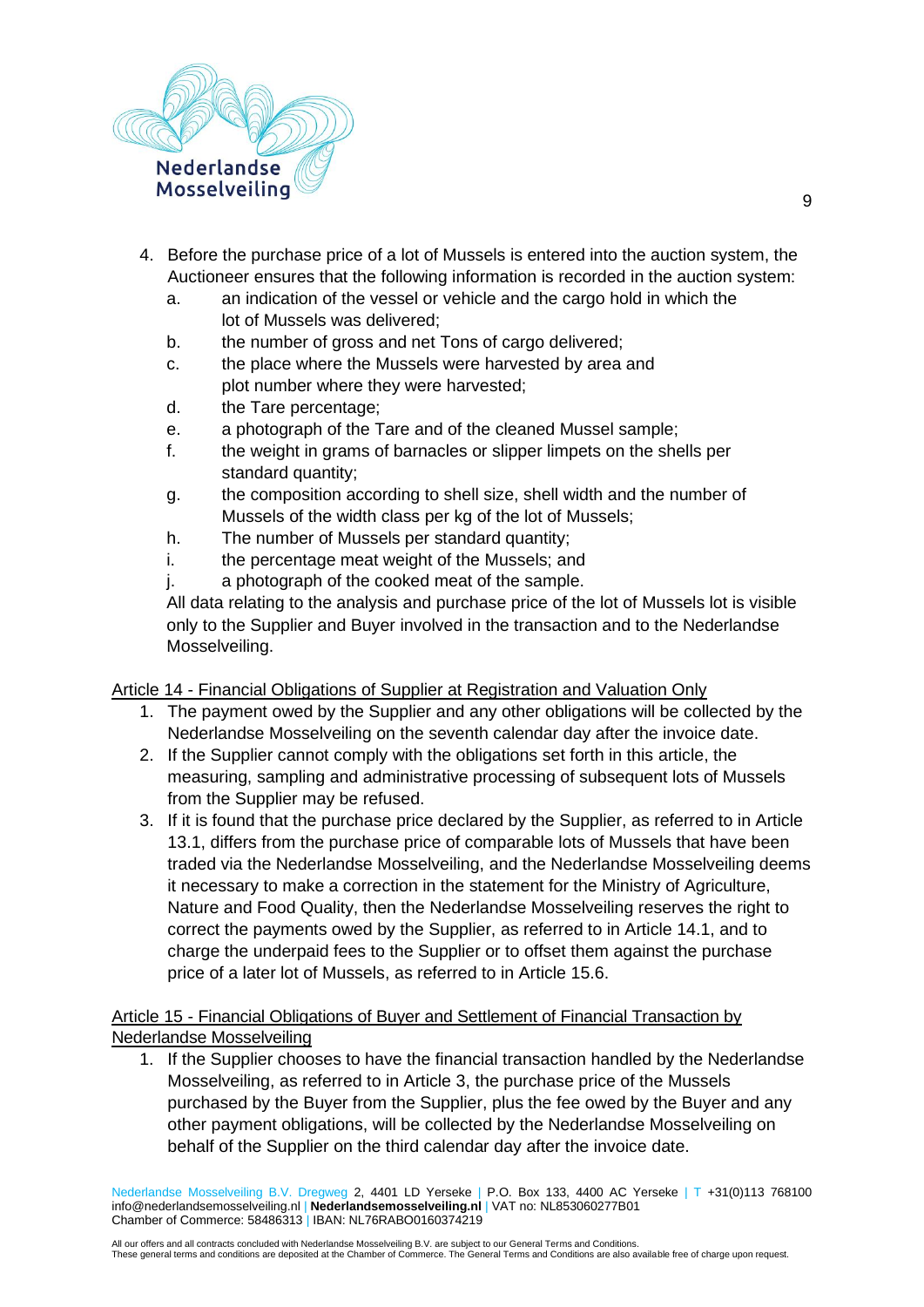4. Before the purchase price of a lot of Mussels is entered into the auction system, the Auctioneer ensures that the following information is recorded in the auction system:
   a. an indication of the vessel or vehicle and the cargo hold in which the lot of Mussels was delivered;
   b. the number of gross and net Tons of cargo delivered;
   c. the place where the Mussels were harvested by area and plot number where they were harvested;
   d. the Tare percentage;
   e. a photograph of the Tare and of the cleaned Mussel sample;
   f. the weight in grams of barnacles or slipper limpets on the shells per standard quantity;
   g. the composition according to shell size, shell width and the number of Mussels of the width class per kg of the lot of Mussels;
   h. The number of Mussels per standard quantity;
   i. the percentage meat weight of the Mussels; and
   j. a photograph of the cooked meat of the sample.

   All data relating to the analysis and purchase price of the lot of Mussels lot is visible only to the Supplier and Buyer involved in the transaction and to the Nederlandse Mosselveiling.

## Article 14 - Financial Obligations of Supplier at Registration and Valuation Only

1. The payment owed by the Supplier and any other obligations will be collected by the Nederlandse Mosselveiling on the seventh calendar day after the invoice date.
2. If the Supplier cannot comply with the obligations set forth in this article, the measuring, sampling and administrative processing of subsequent lots of Mussels from the Supplier may be refused.
3. If it is found that the purchase price declared by the Supplier, as referred to in Article 13.1, differs from the purchase price of comparable lots of Mussels that have been traded via the Nederlandse Mosselveiling, and the Nederlandse Mosselveiling deems it necessary to make a correction in the statement for the Ministry of Agriculture, Nature and Food Quality, then the Nederlandse Mosselveiling reserves the right to correct the payments owed by the Supplier, as referred to in Article 14.1, and to charge the underpaid fees to the Supplier or to offset them against the purchase price of a later lot of Mussels, as referred to in Article 15.6.

## Article 15 - Financial Obligations of Buyer and Settlement of Financial Transaction by Nederlandse Mosselveiling

1. If the Supplier chooses to have the financial transaction handled by the Nederlandse Mosselveiling, as referred to in Article 3, the purchase price of the Mussels purchased by the Buyer from the Supplier, plus the fee owed by the Buyer and any other payment obligations, will be collected by the Nederlandse Mosselveiling on behalf of the Supplier on the third calendar day after the invoice date.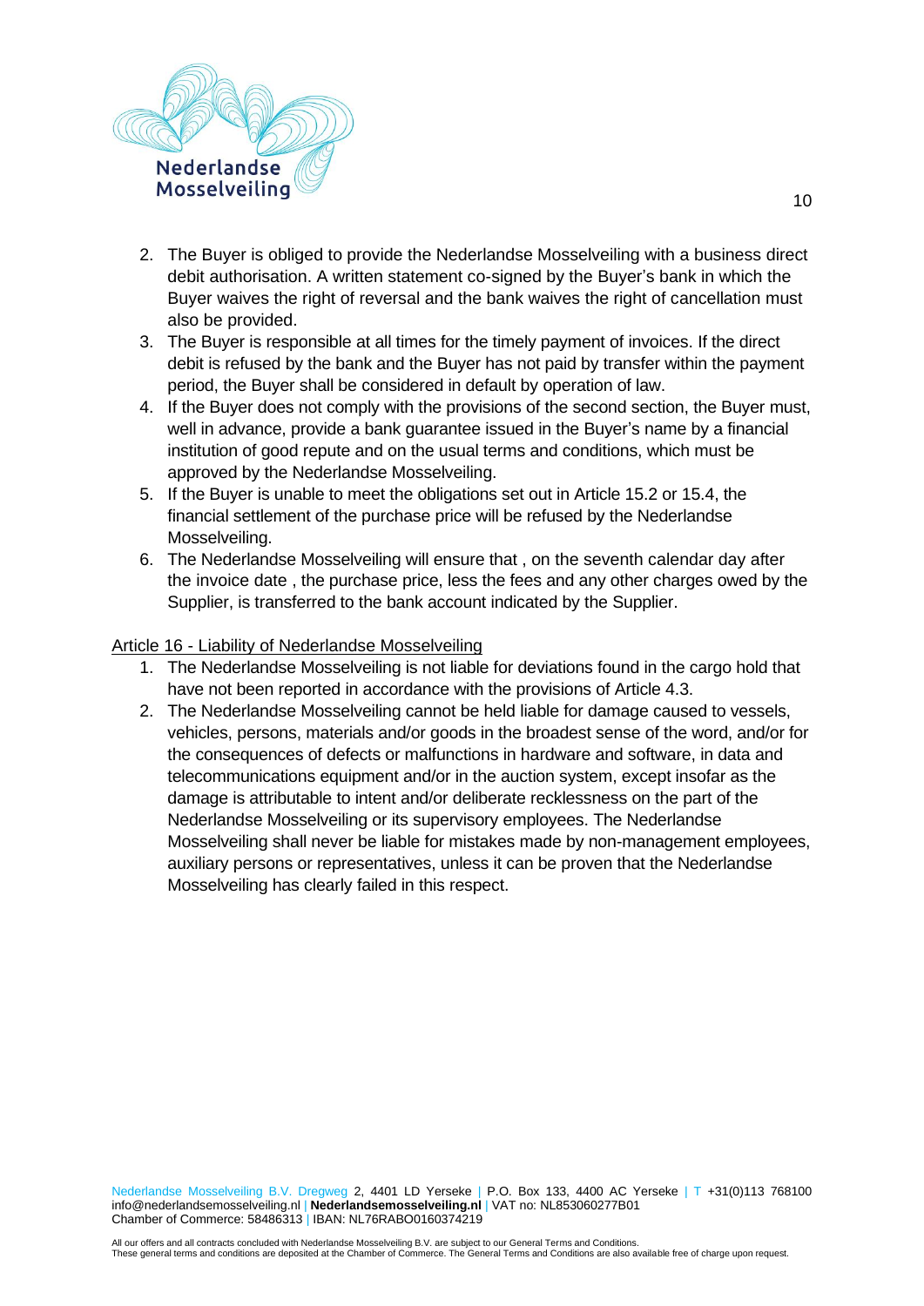2. The Buyer is obliged to provide the Nederlandse Mosselveiling with a business direct debit authorisation. A written statement co-signed by the Buyer's bank in which the Buyer waives the right of reversal and the bank waives the right of cancellation must also be provided.
3. The Buyer is responsible at all times for the timely payment of invoices. If the direct debit is refused by the bank and the Buyer has not paid by transfer within the payment period, the Buyer shall be considered in default by operation of law.
4. If the Buyer does not comply with the provisions of the second section, the Buyer must, well in advance, provide a bank guarantee issued in the Buyer's name by a financial institution of good repute and on the usual terms and conditions, which must be approved by the Nederlandse Mosselveiling.
5. If the Buyer is unable to meet the obligations set out in Article 15.2 or 15.4, the financial settlement of the purchase price will be refused by the Nederlandse Mosselveiling.
6. The Nederlandse Mosselveiling will ensure that , on the seventh calendar day after the invoice date , the purchase price, less the fees and any other charges owed by the Supplier, is transferred to the bank account indicated by the Supplier.

Article 16 - Liability of Nederlandse Mosselveiling

1. The Nederlandse Mosselveiling is not liable for deviations found in the cargo hold that have not been reported in accordance with the provisions of Article 4.3.
2. The Nederlandse Mosselveiling cannot be held liable for damage caused to vessels, vehicles, persons, materials and/or goods in the broadest sense of the word, and/or for the consequences of defects or malfunctions in hardware and software, in data and telecommunications equipment and/or in the auction system, except insofar as the damage is attributable to intent and/or deliberate recklessness on the part of the Nederlandse Mosselveiling or its supervisory employees. The Nederlandse Mosselveiling shall never be liable for mistakes made by non-management employees, auxiliary persons or representatives, unless it can be proven that the Nederlandse Mosselveiling has clearly failed in this respect.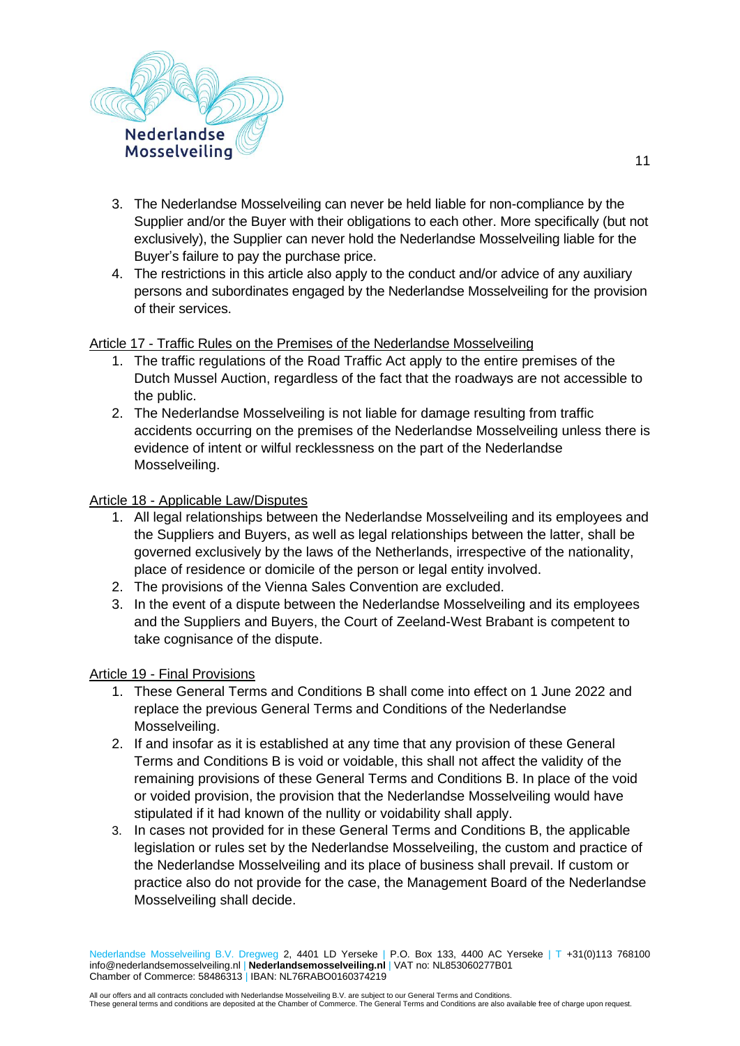3. The Nederlandse Mosselveiling can never be held liable for non-compliance by the Supplier and/or the Buyer with their obligations to each other. More specifically (but not exclusively), the Supplier can never hold the Nederlandse Mosselveiling liable for the Buyer's failure to pay the purchase price.
4. The restrictions in this article also apply to the conduct and/or advice of any auxiliary persons and subordinates engaged by the Nederlandse Mosselveiling for the provision of their services.

## Article 17 - Traffic Rules on the Premises of the Nederlandse Mosselveiling

1. The traffic regulations of the Road Traffic Act apply to the entire premises of the Dutch Mussel Auction, regardless of the fact that the roadways are not accessible to the public.
2. The Nederlandse Mosselveiling is not liable for damage resulting from traffic accidents occurring on the premises of the Nederlandse Mosselveiling unless there is evidence of intent or wilful recklessness on the part of the Nederlandse Mosselveiling.

## Article 18 - Applicable Law/Disputes

1. All legal relationships between the Nederlandse Mosselveiling and its employees and the Suppliers and Buyers, as well as legal relationships between the latter, shall be governed exclusively by the laws of the Netherlands, irrespective of the nationality, place of residence or domicile of the person or legal entity involved.
2. The provisions of the Vienna Sales Convention are excluded.
3. In the event of a dispute between the Nederlandse Mosselveiling and its employees and the Suppliers and Buyers, the Court of Zeeland-West Brabant is competent to take cognisance of the dispute.

## Article 19 - Final Provisions

1. These General Terms and Conditions B shall come into effect on 1 June 2022 and replace the previous General Terms and Conditions of the Nederlandse Mosselveiling.
2. If and insofar as it is established at any time that any provision of these General Terms and Conditions B is void or voidable, this shall not affect the validity of the remaining provisions of these General Terms and Conditions B. In place of the void or voided provision, the provision that the Nederlandse Mosselveiling would have stipulated if it had known of the nullity or voidability shall apply.
3. In cases not provided for in these General Terms and Conditions B, the applicable legislation or rules set by the Nederlandse Mosselveiling, the custom and practice of the Nederlandse Mosselveiling and its place of business shall prevail. If custom or practice also do not provide for the case, the Management Board of the Nederlandse Mosselveiling shall decide.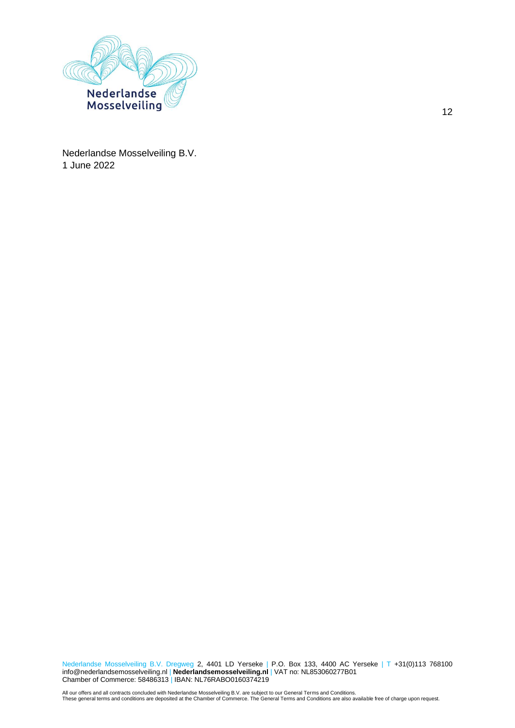Nederlandse Mosselveiling B.V.
1 June 2022

Nederlandse Mosselveiling B.V. Dregweg 2, 4401 LD Yerseke | P.O. Box 133, 4400 AC Yerseke | T +31(0)113 768100
info@nederlandsemosselveiling.nl | **Nederlandsemosselveiling.nl** | VAT no: NL853060277B01
Chamber of Commerce: 58486313 | IBAN: NL76RABO0160374219

All our offers and all contracts concluded with Nederlandse Mosselveiling B.V. are subject to our General Terms and Conditions.
These general terms and conditions are deposited at the Chamber of Commerce. The General Terms and Conditions are also available free of charge upon request.